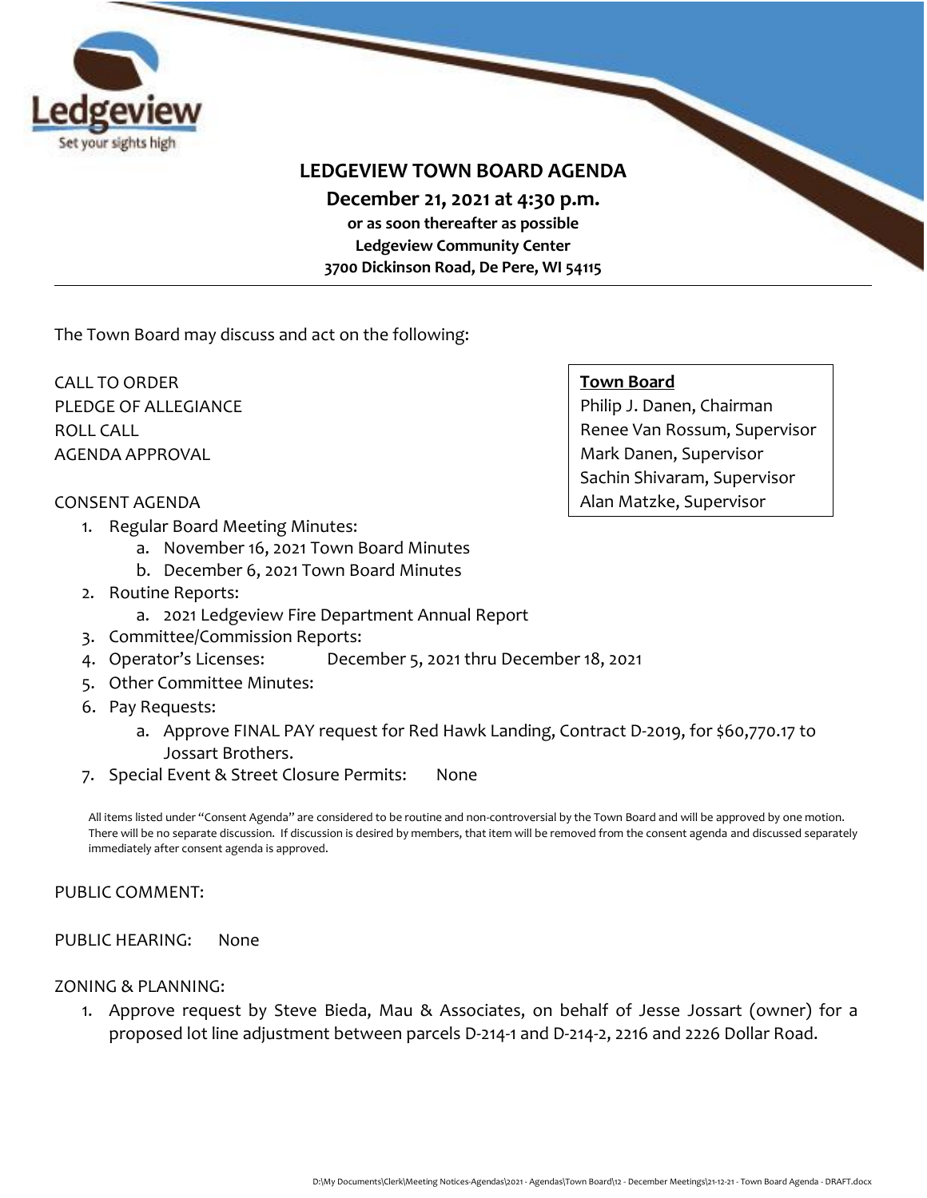Ledgeview

Set your sights high

# LEDGEVIEW TOWN BOARD AGENDA

**December 21, 2021 at 4:30 p.m.**

**or as soon thereafter as possible**

**Ledgeview Community Center**

**3700 Dickinson Road, De Pere, WI 54115**

---

The Town Board may discuss and act on the following:

**Town Board**
Philip J. Danen, Chairman
Renee Van Rossum, Supervisor
Mark Danen, Supervisor
Sachin Shivaram, Supervisor
Alan Matzke, Supervisor

CALL TO ORDER
PLEDGE OF ALLEGIANCE
ROLL CALL
AGENDA APPROVAL

CONSENT AGENDA

1. Regular Board Meeting Minutes:
   a. November 16, 2021 Town Board Minutes
   b. December 6, 2021 Town Board Minutes
2. Routine Reports:
   a. 2021 Ledgeview Fire Department Annual Report
3. Committee/Commission Reports:
4. Operator's Licenses: December 5, 2021 thru December 18, 2021
5. Other Committee Minutes:
6. Pay Requests:
   a. Approve FINAL PAY request for Red Hawk Landing, Contract D-2019, for $60,770.17 to Jossart Brothers.
7. Special Event & Street Closure Permits: None

All items listed under "Consent Agenda" are considered to be routine and non-controversial by the Town Board and will be approved by one motion. There will be no separate discussion. If discussion is desired by members, that item will be removed from the consent agenda and discussed separately immediately after consent agenda is approved.

PUBLIC COMMENT:

PUBLIC HEARING: None

ZONING & PLANNING:

1. Approve request by Steve Bieda, Mau & Associates, on behalf of Jesse Jossart (owner) for a proposed lot line adjustment between parcels D-214-1 and D-214-2, 2216 and 2226 Dollar Road.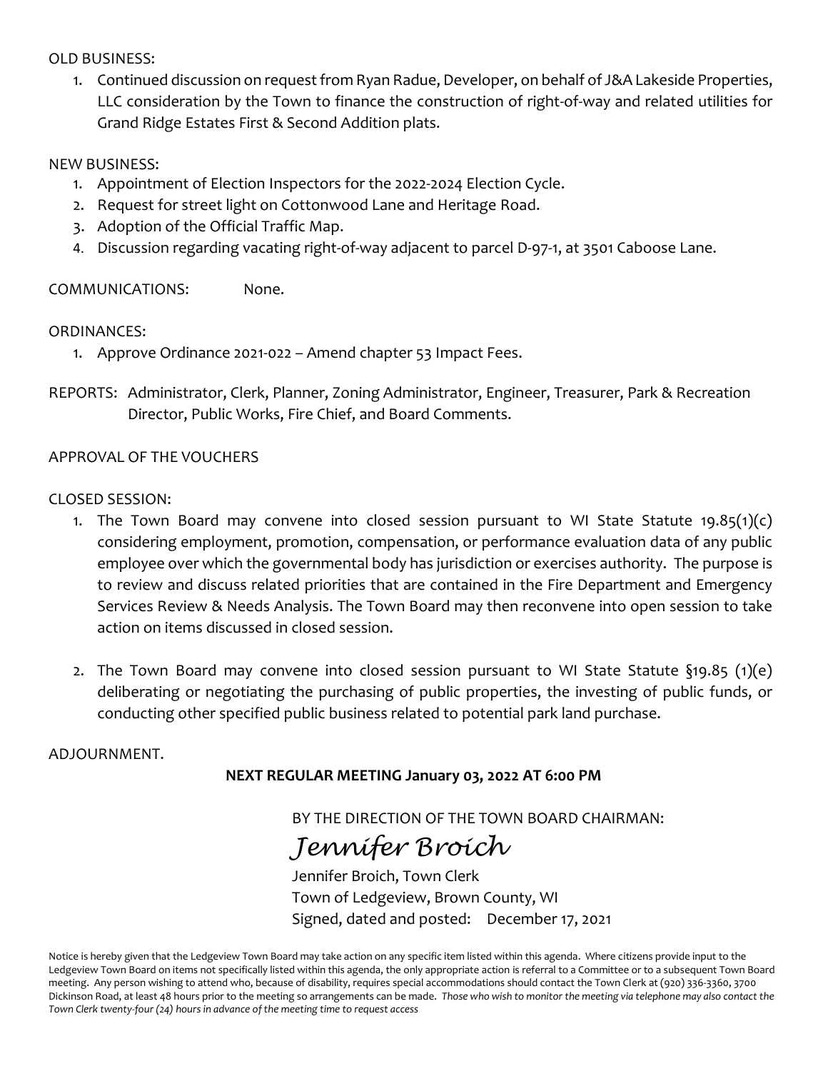OLD BUSINESS:

1. Continued discussion on request from Ryan Radue, Developer, on behalf of J&A Lakeside Properties, LLC consideration by the Town to finance the construction of right-of-way and related utilities for Grand Ridge Estates First & Second Addition plats.

NEW BUSINESS:

1. Appointment of Election Inspectors for the 2022-2024 Election Cycle.
2. Request for street light on Cottonwood Lane and Heritage Road.
3. Adoption of the Official Traffic Map.
4. Discussion regarding vacating right-of-way adjacent to parcel D-97-1, at 3501 Caboose Lane.

COMMUNICATIONS: None.

ORDINANCES:

1. Approve Ordinance 2021-022 – Amend chapter 53 Impact Fees.

REPORTS: Administrator, Clerk, Planner, Zoning Administrator, Engineer, Treasurer, Park & Recreation Director, Public Works, Fire Chief, and Board Comments.

APPROVAL OF THE VOUCHERS

CLOSED SESSION:

1. The Town Board may convene into closed session pursuant to WI State Statute 19.85(1)(c) considering employment, promotion, compensation, or performance evaluation data of any public employee over which the governmental body has jurisdiction or exercises authority. The purpose is to review and discuss related priorities that are contained in the Fire Department and Emergency Services Review & Needs Analysis. The Town Board may then reconvene into open session to take action on items discussed in closed session.

2. The Town Board may convene into closed session pursuant to WI State Statute §19.85 (1)(e) deliberating or negotiating the purchasing of public properties, the investing of public funds, or conducting other specified public business related to potential park land purchase.

ADJOURNMENT.

**NEXT REGULAR MEETING January 03, 2022 AT 6:00 PM**

BY THE DIRECTION OF THE TOWN BOARD CHAIRMAN:

*Jennifer Broich*

Jennifer Broich, Town Clerk
Town of Ledgeview, Brown County, WI
Signed, dated and posted: December 17, 2021

Notice is hereby given that the Ledgeview Town Board may take action on any specific item listed within this agenda. Where citizens provide input to the Ledgeview Town Board on items not specifically listed within this agenda, the only appropriate action is referral to a Committee or to a subsequent Town Board meeting. Any person wishing to attend who, because of disability, requires special accommodations should contact the Town Clerk at (920) 336-3360, 3700 Dickinson Road, at least 48 hours prior to the meeting so arrangements can be made. *Those who wish to monitor the meeting via telephone may also contact the Town Clerk twenty-four (24) hours in advance of the meeting time to request access*